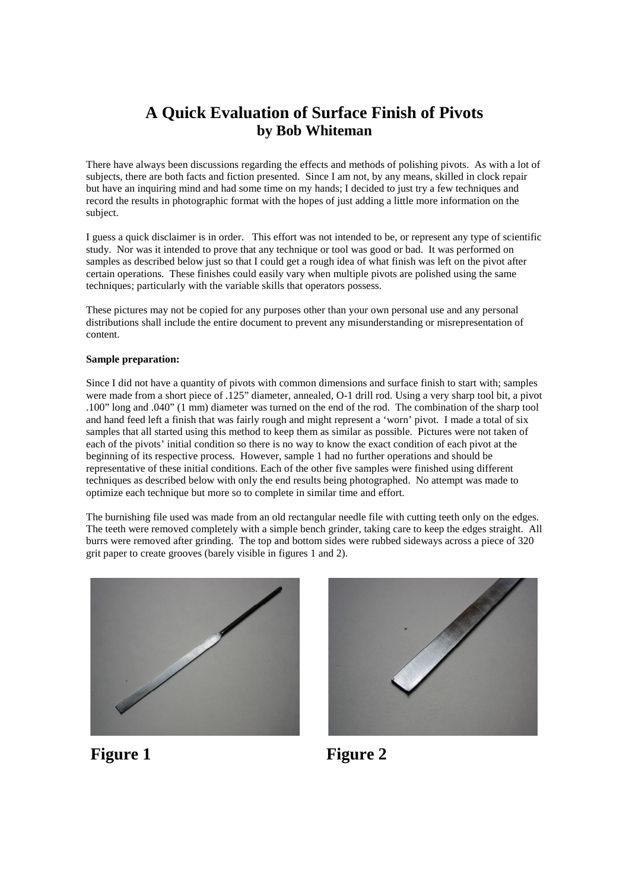# A Quick Evaluation of Surface Finish of Pivots
## by Bob Whiteman

There have always been discussions regarding the effects and methods of polishing pivots. As with a lot of subjects, there are both facts and fiction presented. Since I am not, by any means, skilled in clock repair but have an inquiring mind and had some time on my hands; I decided to just try a few techniques and record the results in photographic format with the hopes of just adding a little more information on the subject.

I guess a quick disclaimer is in order. This effort was not intended to be, or represent any type of scientific study. Nor was it intended to prove that any technique or tool was good or bad. It was performed on samples as described below just so that I could get a rough idea of what finish was left on the pivot after certain operations. These finishes could easily vary when multiple pivots are polished using the same techniques; particularly with the variable skills that operators possess.

These pictures may not be copied for any purposes other than your own personal use and any personal distributions shall include the entire document to prevent any misunderstanding or misrepresentation of content.

**Sample preparation:**

Since I did not have a quantity of pivots with common dimensions and surface finish to start with; samples were made from a short piece of .125" diameter, annealed, O-1 drill rod. Using a very sharp tool bit, a pivot .100" long and .040" (1 mm) diameter was turned on the end of the rod. The combination of the sharp tool and hand feed left a finish that was fairly rough and might represent a 'worn' pivot. I made a total of six samples that all started using this method to keep them as similar as possible. Pictures were not taken of each of the pivots' initial condition so there is no way to know the exact condition of each pivot at the beginning of its respective process. However, sample 1 had no further operations and should be representative of these initial conditions. Each of the other five samples were finished using different techniques as described below with only the end results being photographed. No attempt was made to optimize each technique but more so to complete in similar time and effort.

The burnishing file used was made from an old rectangular needle file with cutting teeth only on the edges. The teeth were removed completely with a simple bench grinder, taking care to keep the edges straight. All burrs were removed after grinding. The top and bottom sides were rubbed sideways across a piece of 320 grit paper to create grooves (barely visible in figures 1 and 2).

**Figure 1**

**Figure 2**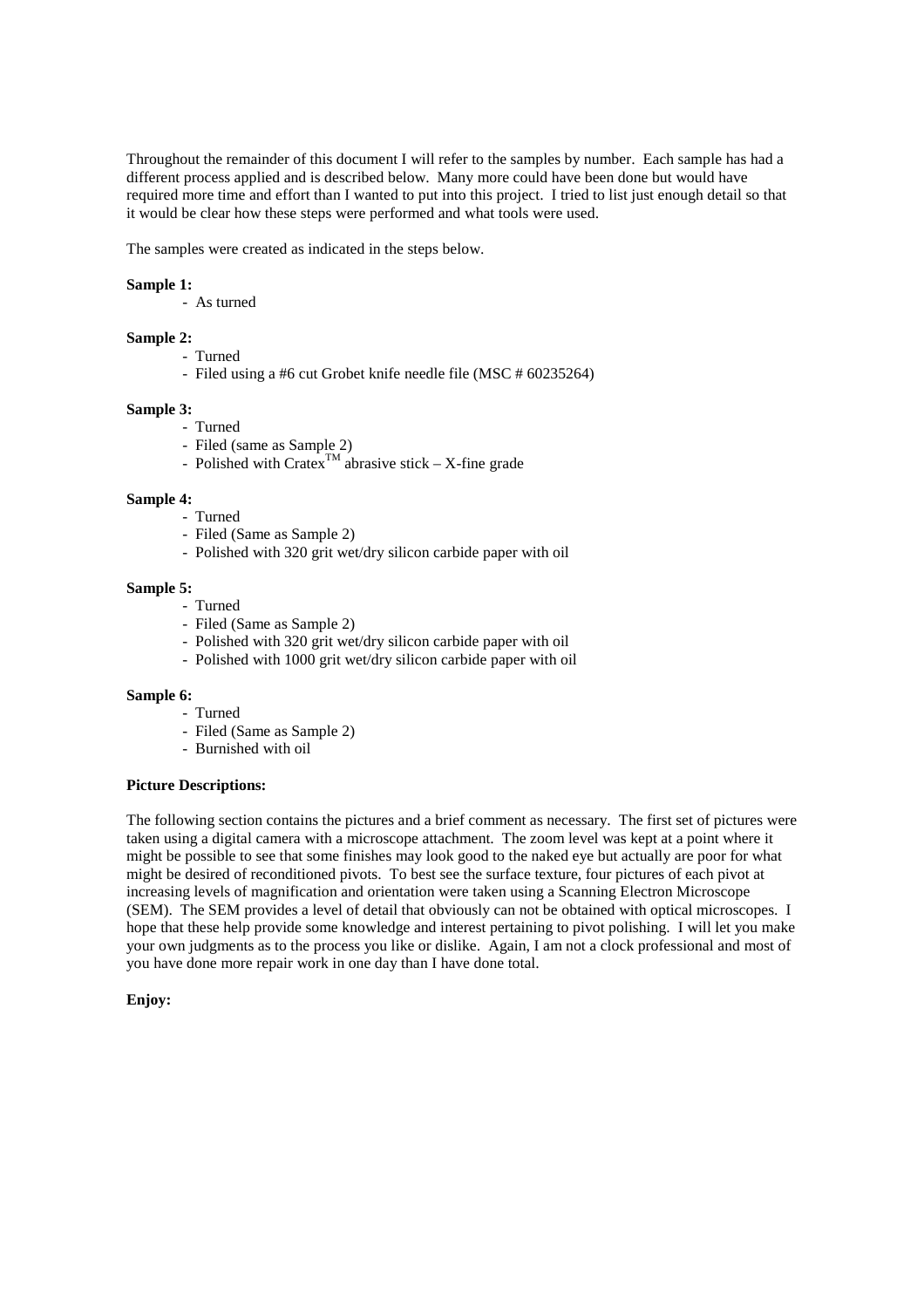Throughout the remainder of this document I will refer to the samples by number. Each sample has had a different process applied and is described below. Many more could have been done but would have required more time and effort than I wanted to put into this project. I tried to list just enough detail so that it would be clear how these steps were performed and what tools were used.

The samples were created as indicated in the steps below.

**Sample 1:**

- As turned

**Sample 2:**

- Turned
- Filed using a #6 cut Grobet knife needle file (MSC # 60235264)

**Sample 3:**

- Turned
- Filed (same as Sample 2)
- Polished with Cratex[TM] abrasive stick – X-fine grade

**Sample 4:**

- Turned
- Filed (Same as Sample 2)
- Polished with 320 grit wet/dry silicon carbide paper with oil

**Sample 5:**

- Turned
- Filed (Same as Sample 2)
- Polished with 320 grit wet/dry silicon carbide paper with oil
- Polished with 1000 grit wet/dry silicon carbide paper with oil

**Sample 6:**

- Turned
- Filed (Same as Sample 2)
- Burnished with oil

**Picture Descriptions:**

The following section contains the pictures and a brief comment as necessary. The first set of pictures were taken using a digital camera with a microscope attachment. The zoom level was kept at a point where it might be possible to see that some finishes may look good to the naked eye but actually are poor for what might be desired of reconditioned pivots. To best see the surface texture, four pictures of each pivot at increasing levels of magnification and orientation were taken using a Scanning Electron Microscope (SEM). The SEM provides a level of detail that obviously can not be obtained with optical microscopes. I hope that these help provide some knowledge and interest pertaining to pivot polishing. I will let you make your own judgments as to the process you like or dislike. Again, I am not a clock professional and most of you have done more repair work in one day than I have done total.

**Enjoy:**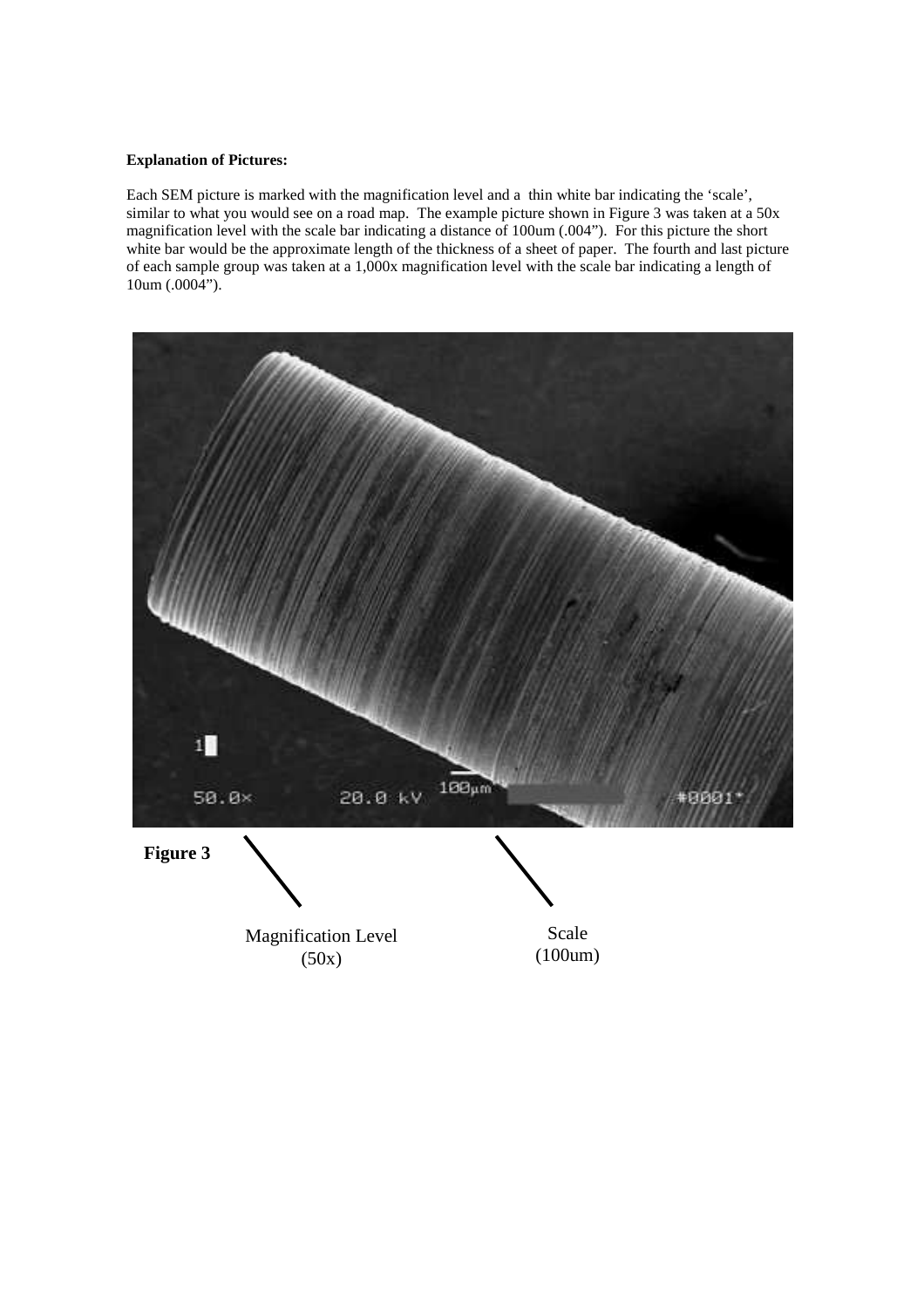**Explanation of Pictures:**

Each SEM picture is marked with the magnification level and a thin white bar indicating the 'scale', similar to what you would see on a road map. The example picture shown in Figure 3 was taken at a 50x magnification level with the scale bar indicating a distance of 100um (.004"). For this picture the short white bar would be the approximate length of the thickness of a sheet of paper. The fourth and last picture of each sample group was taken at a 1,000x magnification level with the scale bar indicating a length of 10um (.0004").

**Figure 3**

Magnification Level (50x)

Scale (100um)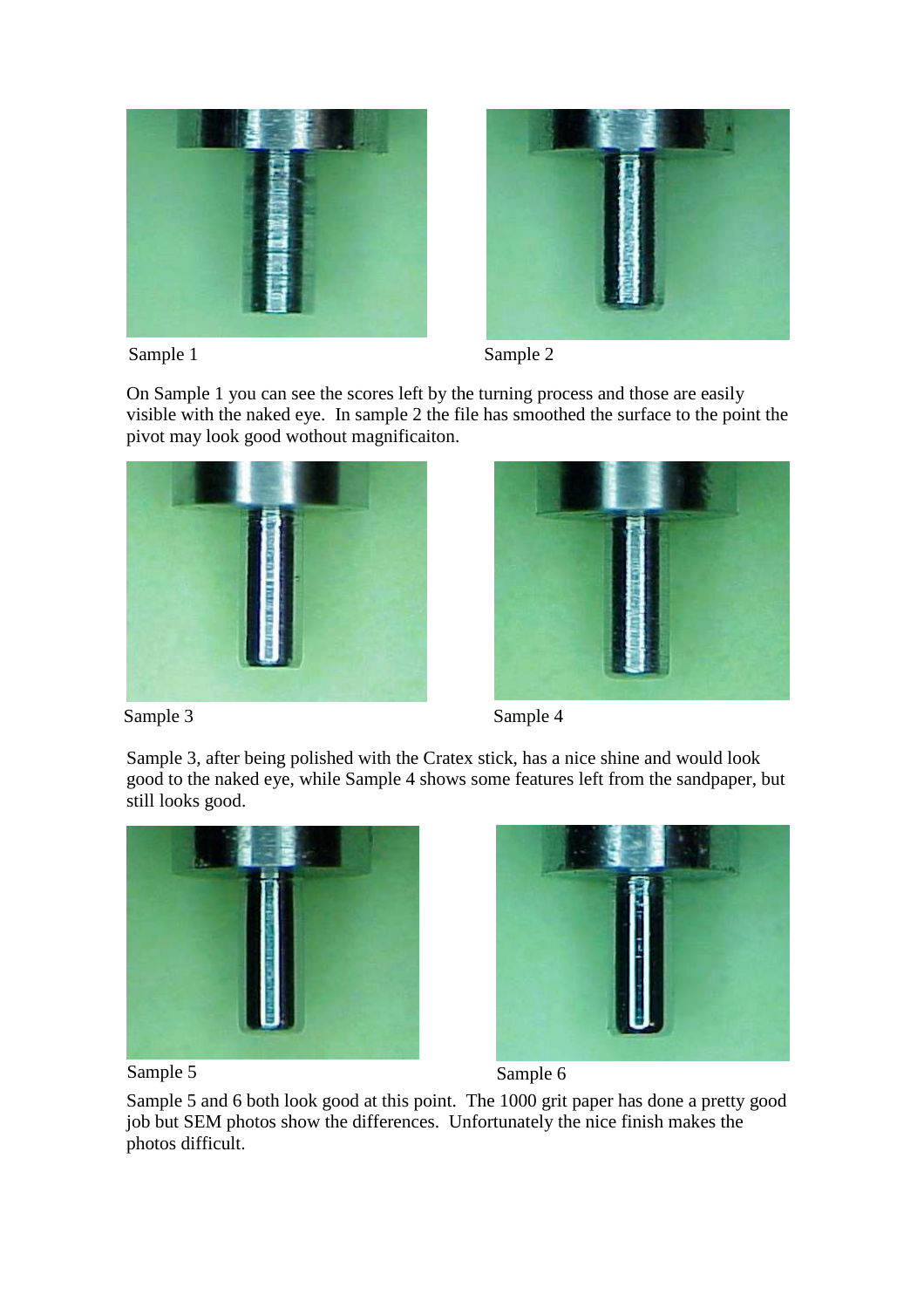Sample 1

Sample 2

On Sample 1 you can see the scores left by the turning process and those are easily visible with the naked eye. In sample 2 the file has smoothed the surface to the point the pivot may look good wothout magnificaiton.

Sample 3

Sample 4

Sample 3, after being polished with the Cratex stick, has a nice shine and would look good to the naked eye, while Sample 4 shows some features left from the sandpaper, but still looks good.

Sample 5

Sample 6

Sample 5 and 6 both look good at this point. The 1000 grit paper has done a pretty good job but SEM photos show the differences. Unfortunately the nice finish makes the photos difficult.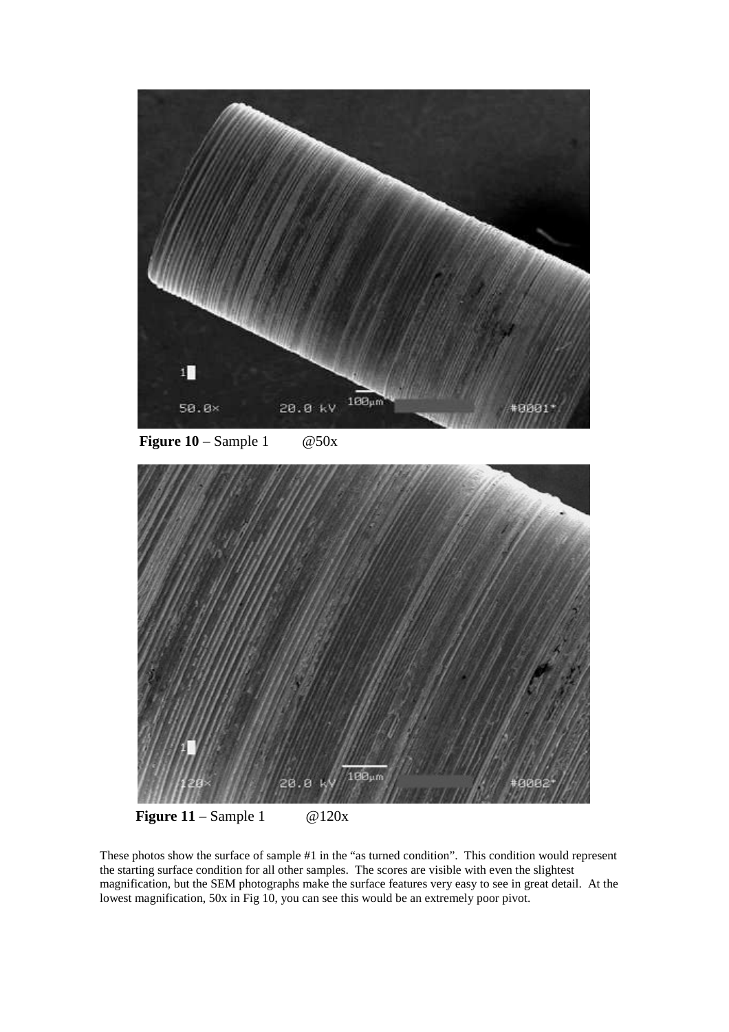**Figure 10** – Sample 1 @50x

**Figure 11** – Sample 1 @120x

These photos show the surface of sample #1 in the "as turned condition". This condition would represent the starting surface condition for all other samples. The scores are visible with even the slightest magnification, but the SEM photographs make the surface features very easy to see in great detail. At the lowest magnification, 50x in Fig 10, you can see this would be an extremely poor pivot.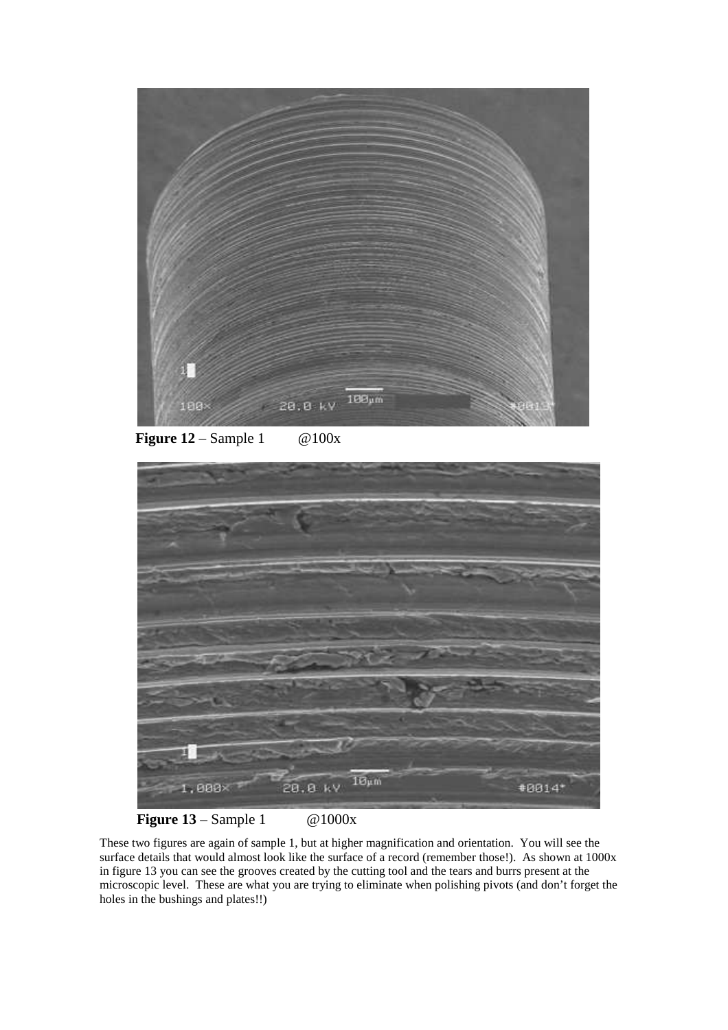**Figure 12** – Sample 1 @100x

**Figure 13** – Sample 1 @1000x

These two figures are again of sample 1, but at higher magnification and orientation. You will see the surface details that would almost look like the surface of a record (remember those!). As shown at 1000x in figure 13 you can see the grooves created by the cutting tool and the tears and burrs present at the microscopic level. These are what you are trying to eliminate when polishing pivots (and don't forget the holes in the bushings and plates!!)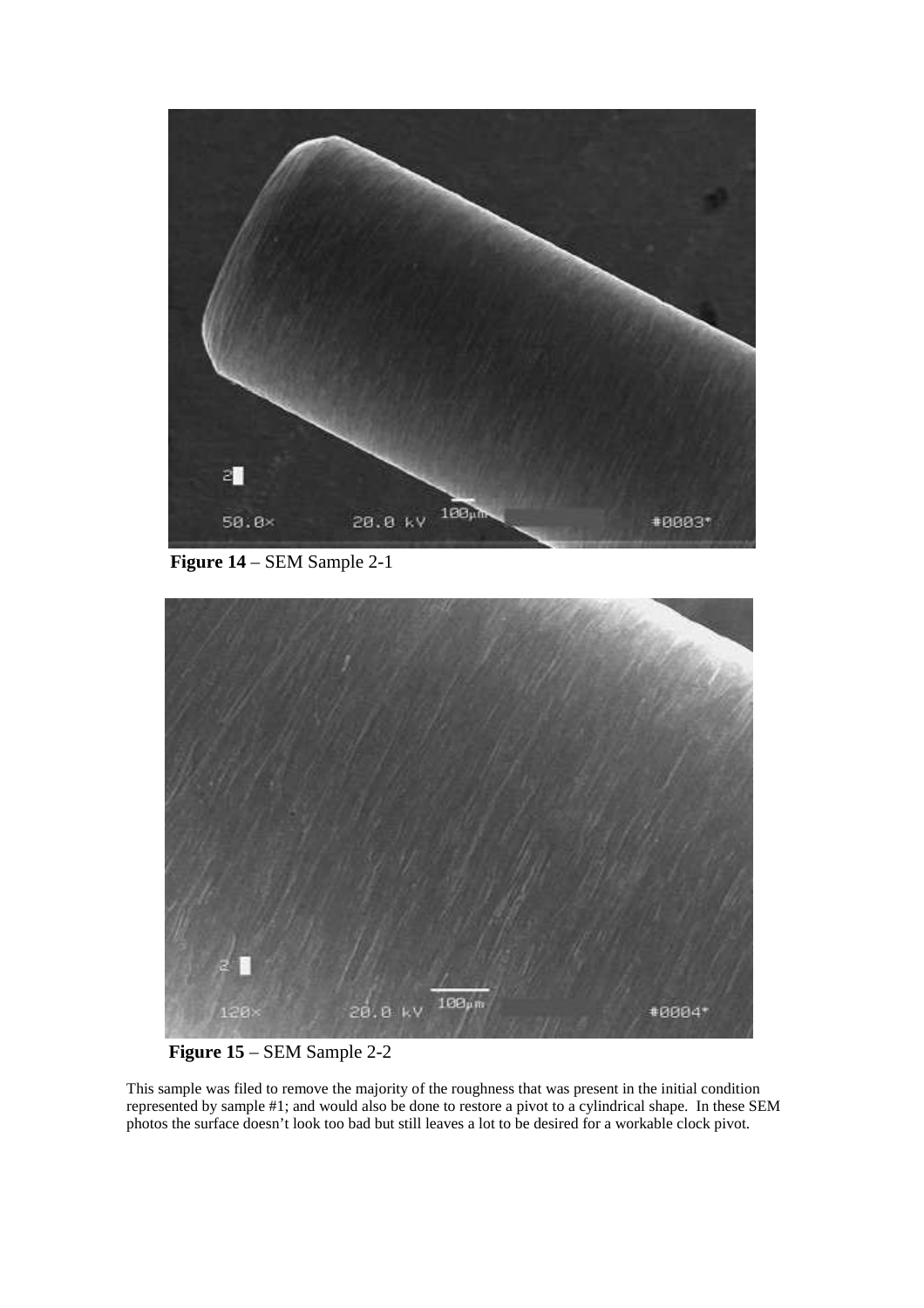**Figure 14** – SEM Sample 2-1

**Figure 15** – SEM Sample 2-2

This sample was filed to remove the majority of the roughness that was present in the initial condition represented by sample #1; and would also be done to restore a pivot to a cylindrical shape. In these SEM photos the surface doesn't look too bad but still leaves a lot to be desired for a workable clock pivot.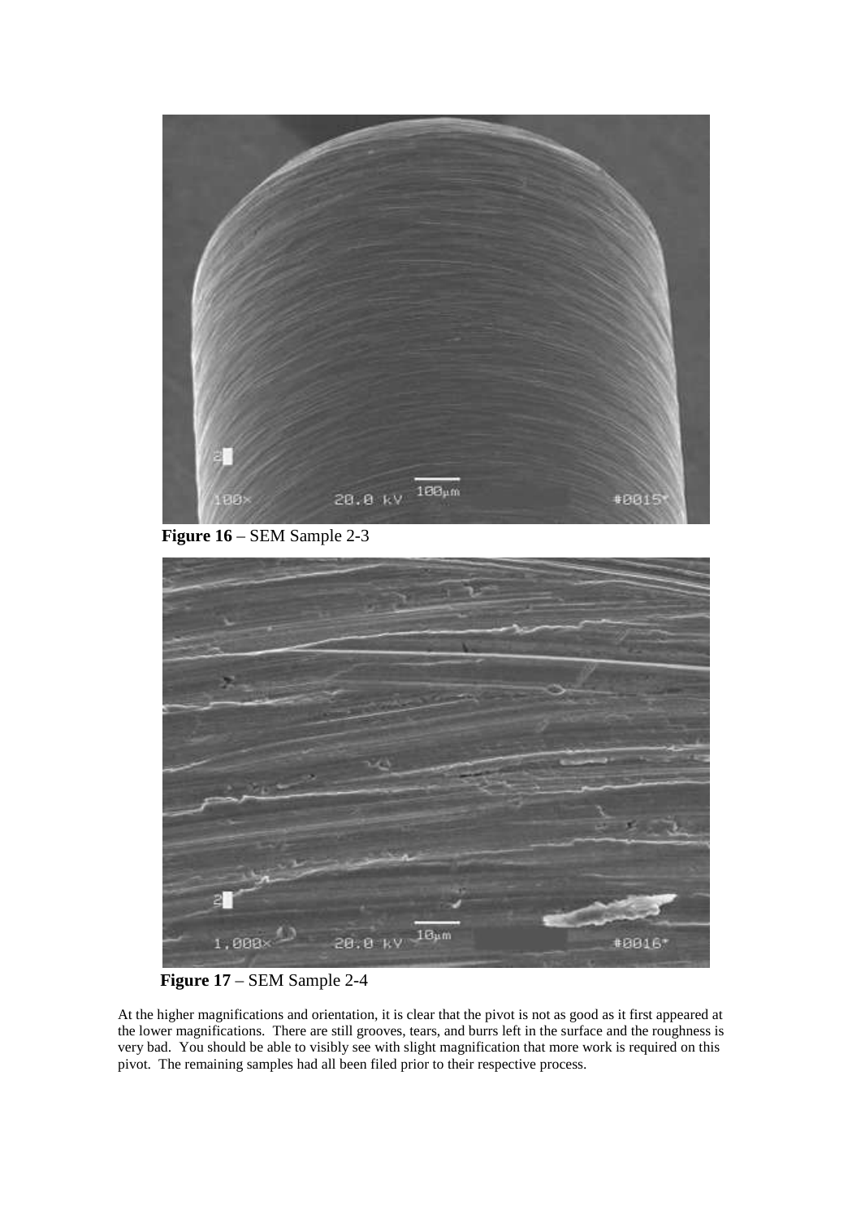**Figure 16** – SEM Sample 2-3

**Figure 17** – SEM Sample 2-4

At the higher magnifications and orientation, it is clear that the pivot is not as good as it first appeared at the lower magnifications. There are still grooves, tears, and burrs left in the surface and the roughness is very bad. You should be able to visibly see with slight magnification that more work is required on this pivot. The remaining samples had all been filed prior to their respective process.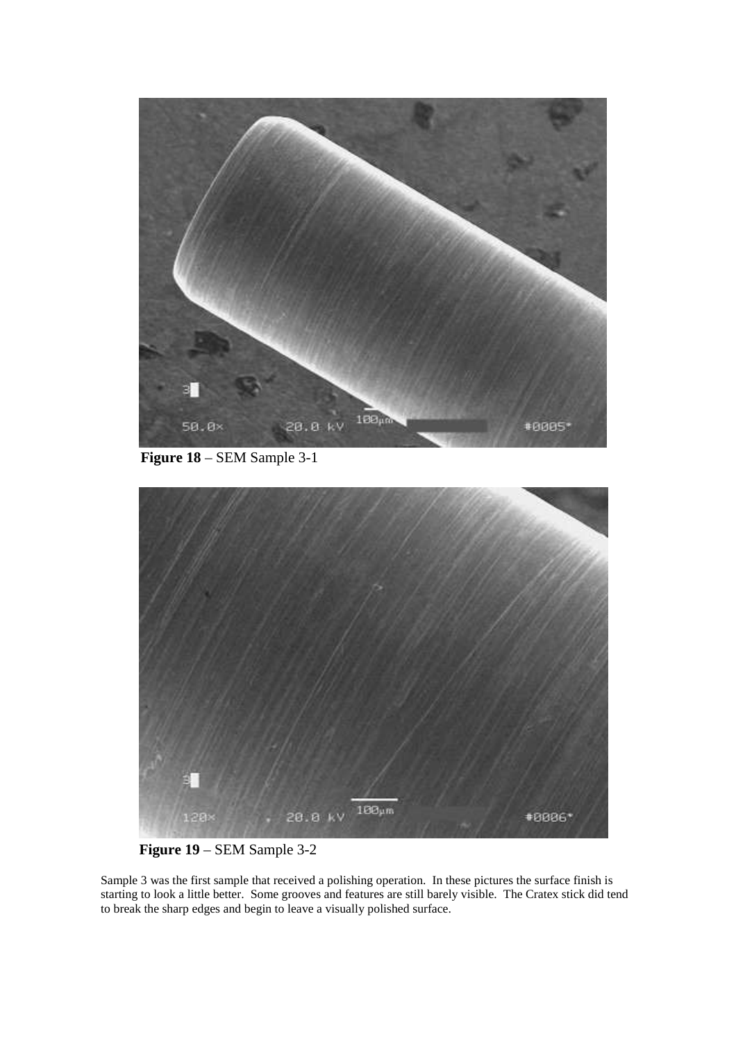**Figure 18** – SEM Sample 3-1

**Figure 19** – SEM Sample 3-2

Sample 3 was the first sample that received a polishing operation. In these pictures the surface finish is starting to look a little better. Some grooves and features are still barely visible. The Cratex stick did tend to break the sharp edges and begin to leave a visually polished surface.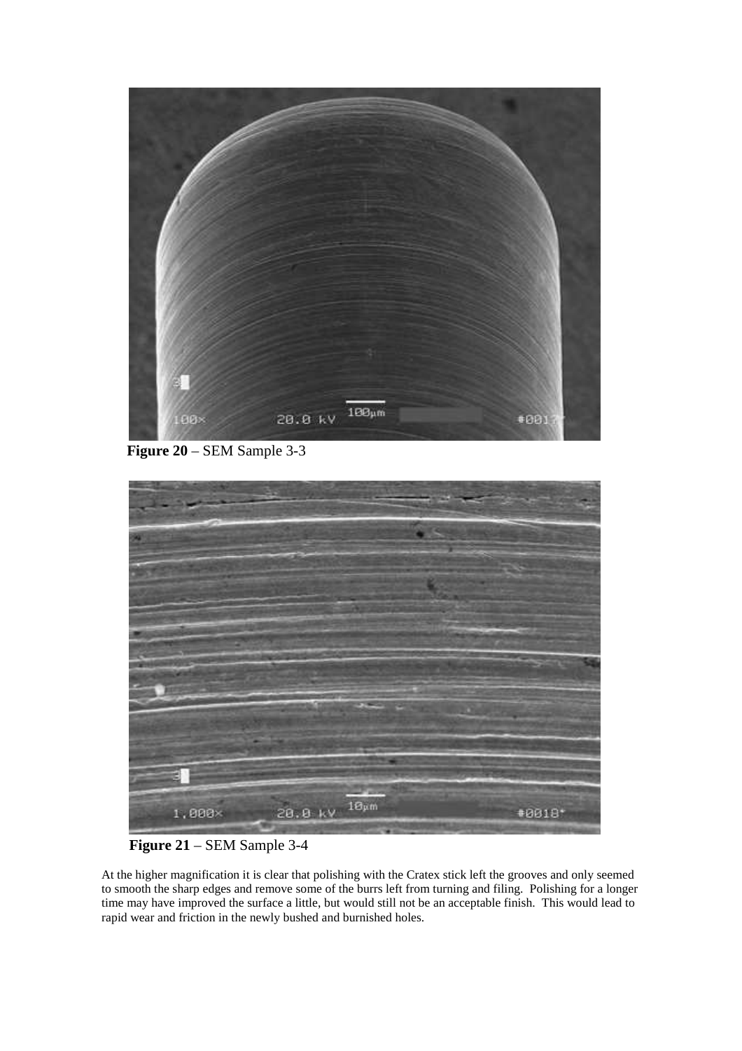**Figure 20** – SEM Sample 3-3

**Figure 21** – SEM Sample 3-4

At the higher magnification it is clear that polishing with the Cratex stick left the grooves and only seemed to smooth the sharp edges and remove some of the burrs left from turning and filing. Polishing for a longer time may have improved the surface a little, but would still not be an acceptable finish. This would lead to rapid wear and friction in the newly bushed and burnished holes.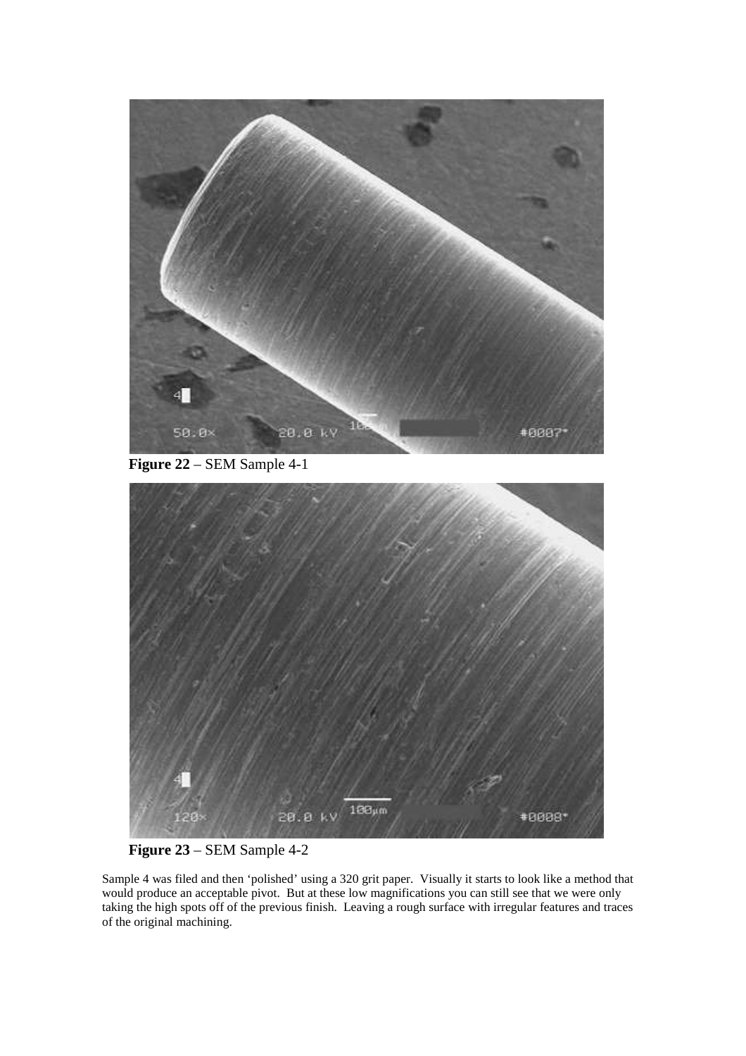**Figure 22** – SEM Sample 4-1

**Figure 23** – SEM Sample 4-2

Sample 4 was filed and then 'polished' using a 320 grit paper. Visually it starts to look like a method that would produce an acceptable pivot. But at these low magnifications you can still see that we were only taking the high spots off of the previous finish. Leaving a rough surface with irregular features and traces of the original machining.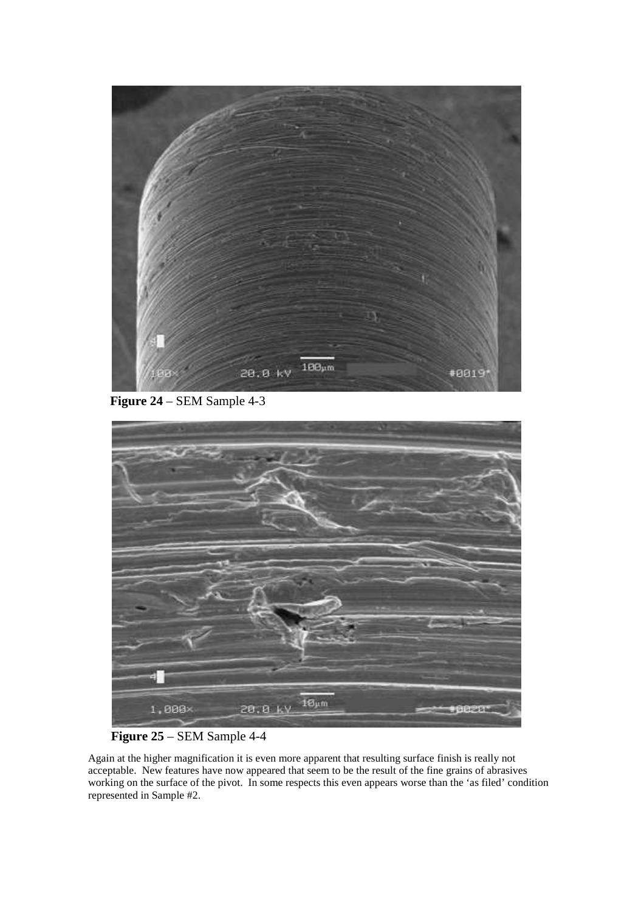**Figure 24** – SEM Sample 4-3

**Figure 25** – SEM Sample 4-4

Again at the higher magnification it is even more apparent that resulting surface finish is really not acceptable. New features have now appeared that seem to be the result of the fine grains of abrasives working on the surface of the pivot. In some respects this even appears worse than the 'as filed' condition represented in Sample #2.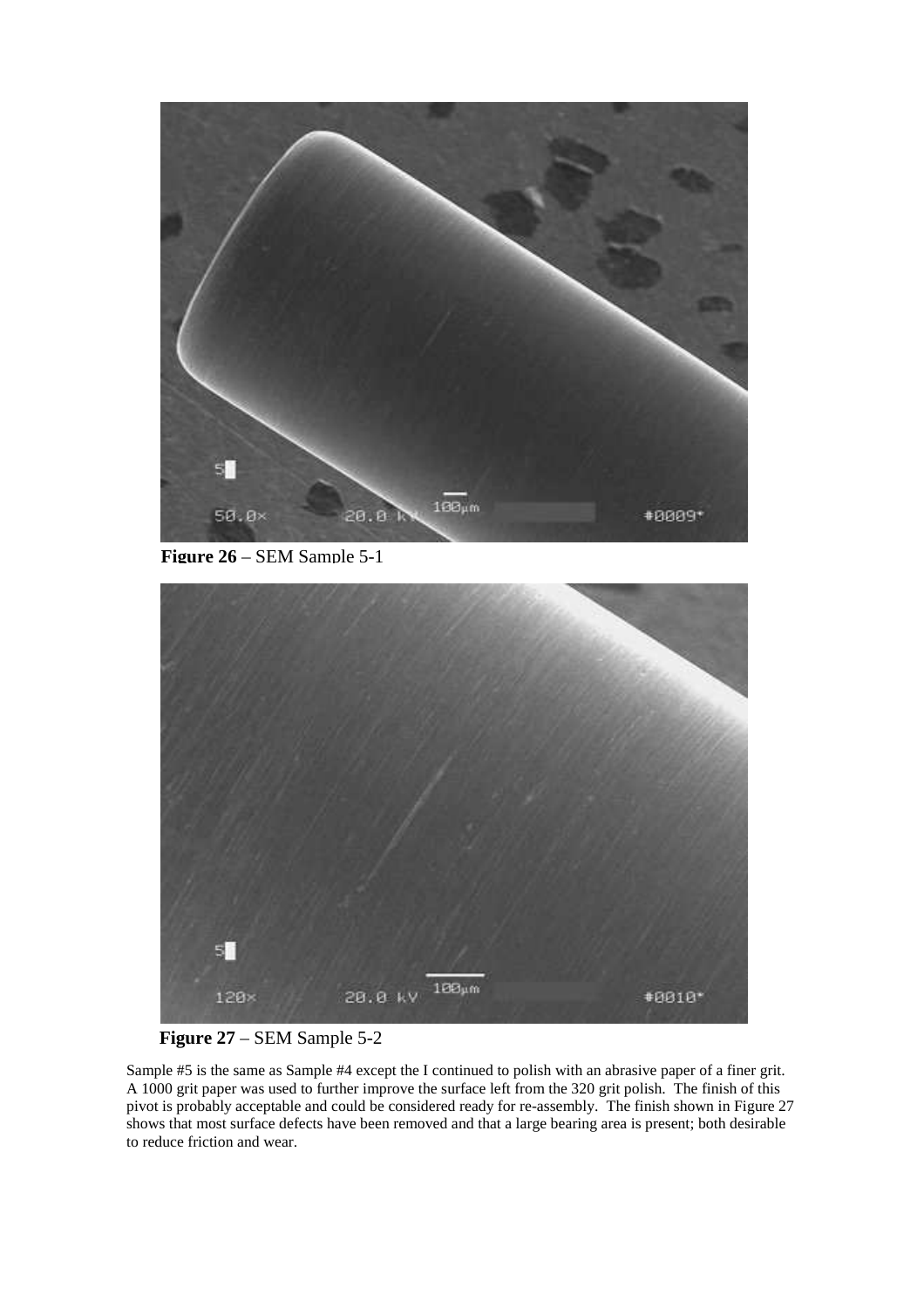**Figure 26** – SEM Sample 5-1

**Figure 27** – SEM Sample 5-2

Sample #5 is the same as Sample #4 except the I continued to polish with an abrasive paper of a finer grit. A 1000 grit paper was used to further improve the surface left from the 320 grit polish. The finish of this pivot is probably acceptable and could be considered ready for re-assembly. The finish shown in Figure 27 shows that most surface defects have been removed and that a large bearing area is present; both desirable to reduce friction and wear.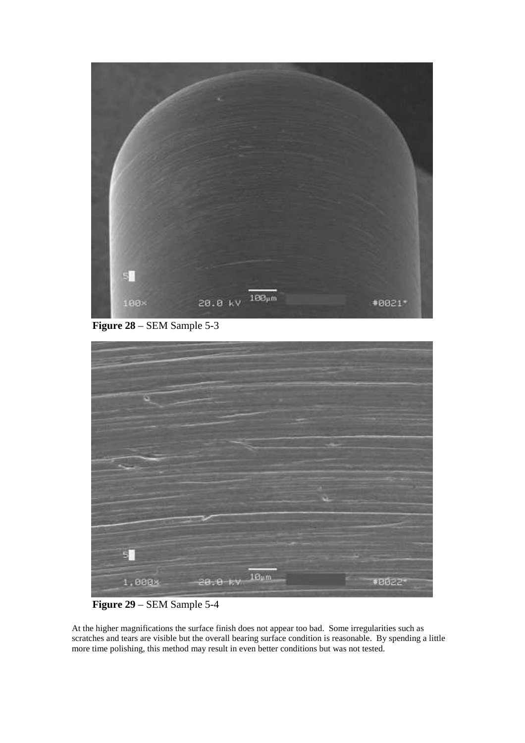**Figure 28** – SEM Sample 5-3

**Figure 29** – SEM Sample 5-4

At the higher magnifications the surface finish does not appear too bad. Some irregularities such as scratches and tears are visible but the overall bearing surface condition is reasonable. By spending a little more time polishing, this method may result in even better conditions but was not tested.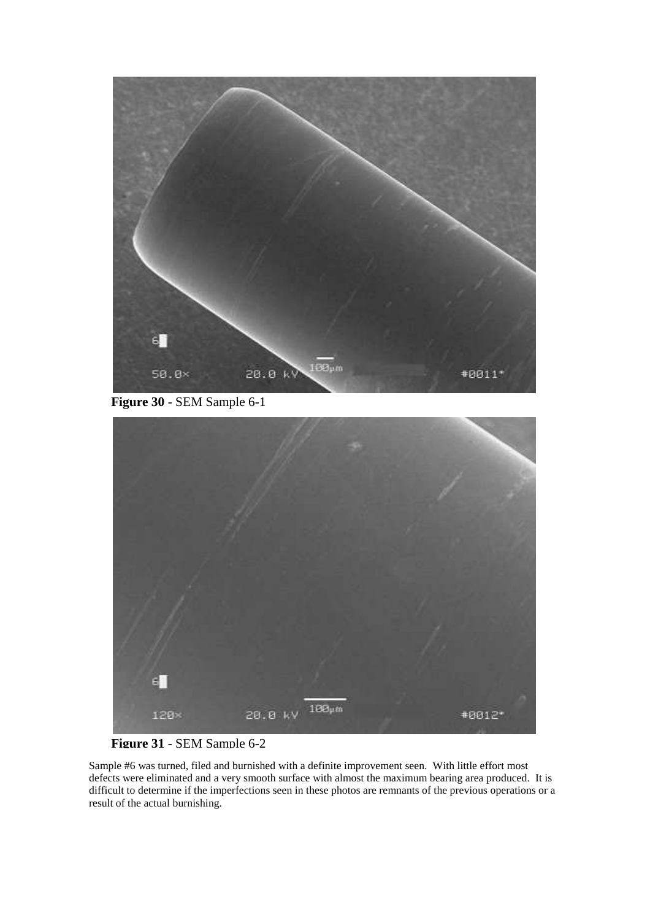**Figure 30** - SEM Sample 6-1

**Figure 31** - SEM Sample 6-2

Sample #6 was turned, filed and burnished with a definite improvement seen. With little effort most defects were eliminated and a very smooth surface with almost the maximum bearing area produced. It is difficult to determine if the imperfections seen in these photos are remnants of the previous operations or a result of the actual burnishing.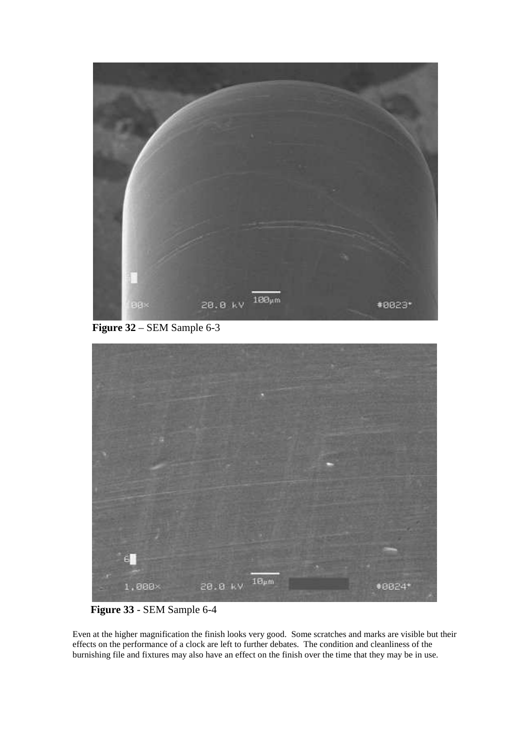**Figure 32** – SEM Sample 6-3

**Figure 33** - SEM Sample 6-4

Even at the higher magnification the finish looks very good. Some scratches and marks are visible but their effects on the performance of a clock are left to further debates. The condition and cleanliness of the burnishing file and fixtures may also have an effect on the finish over the time that they may be in use.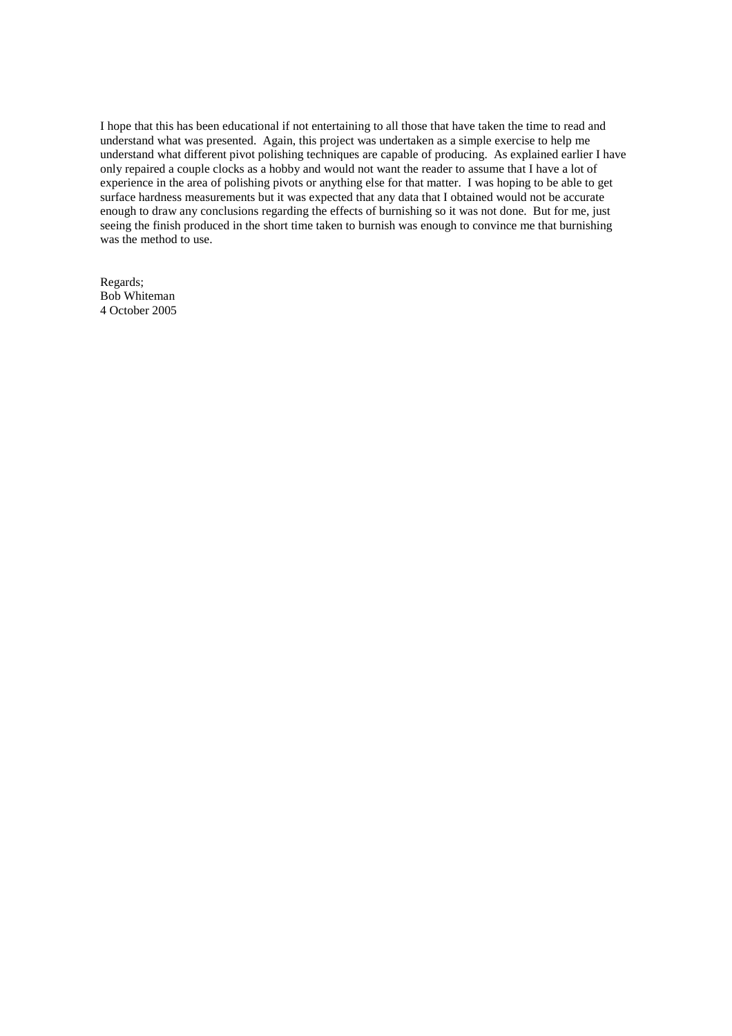I hope that this has been educational if not entertaining to all those that have taken the time to read and understand what was presented. Again, this project was undertaken as a simple exercise to help me understand what different pivot polishing techniques are capable of producing. As explained earlier I have only repaired a couple clocks as a hobby and would not want the reader to assume that I have a lot of experience in the area of polishing pivots or anything else for that matter. I was hoping to be able to get surface hardness measurements but it was expected that any data that I obtained would not be accurate enough to draw any conclusions regarding the effects of burnishing so it was not done. But for me, just seeing the finish produced in the short time taken to burnish was enough to convince me that burnishing was the method to use.

Regards;
Bob Whiteman
4 October 2005